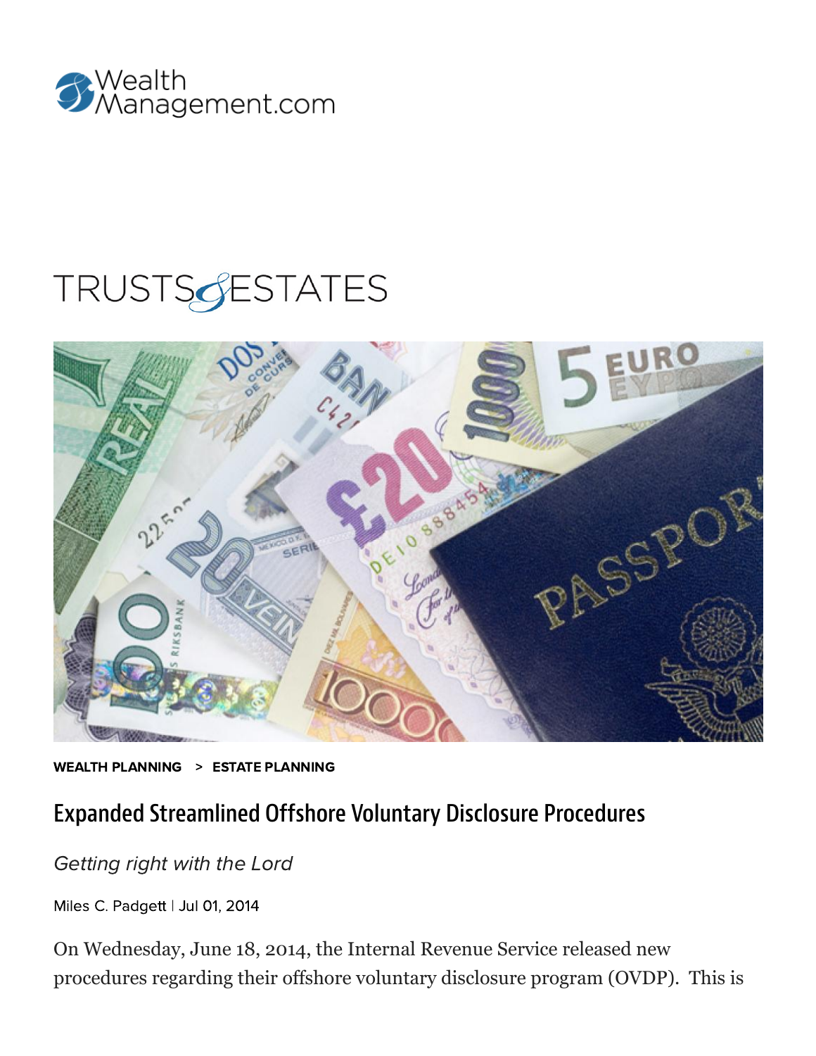WealthManagement.com

TRUSTS & ESTATES

WEALTH PLANNING > ESTATE PLANNING

# Expanded Streamlined Offshore Voluntary Disclosure Procedures

*Getting right with the Lord*

Miles C. Padgett | Jul 01, 2014

On Wednesday, June 18, 2014, the Internal Revenue Service released new procedures regarding their offshore voluntary disclosure program (OVDP). This is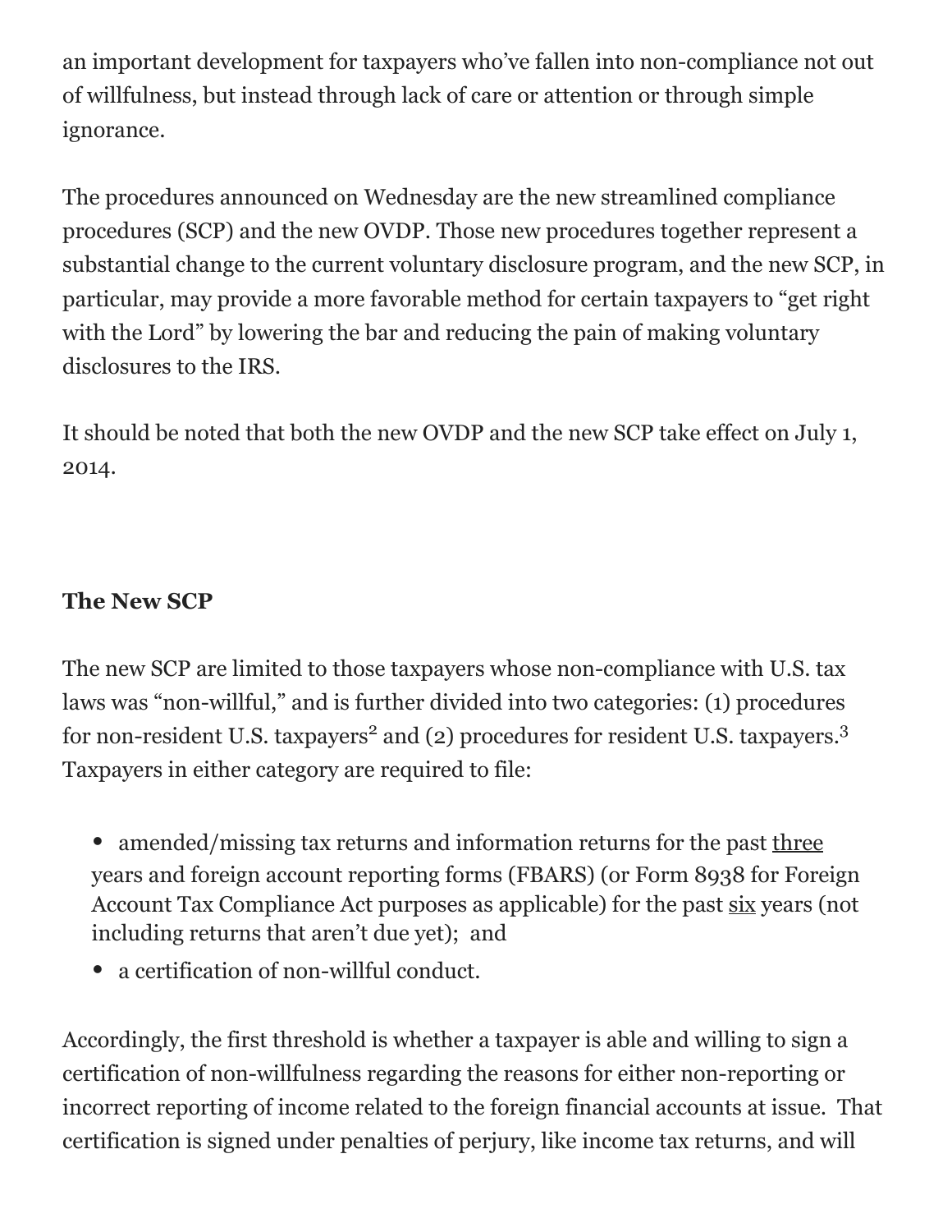an important development for taxpayers who've fallen into non-compliance not out of willfulness, but instead through lack of care or attention or through simple ignorance.

The procedures announced on Wednesday are the new streamlined compliance procedures (SCP) and the new OVDP. Those new procedures together represent a substantial change to the current voluntary disclosure program, and the new SCP, in particular, may provide a more favorable method for certain taxpayers to "get right with the Lord" by lowering the bar and reducing the pain of making voluntary disclosures to the IRS.

It should be noted that both the new OVDP and the new SCP take effect on July 1, 2014.

**The New SCP**

The new SCP are limited to those taxpayers whose non-compliance with U.S. tax laws was "non-willful," and is further divided into two categories: (1) procedures for non-resident U.S. taxpayers[2] and (2) procedures for resident U.S. taxpayers.[3] Taxpayers in either category are required to file:

- amended/missing tax returns and information returns for the past <u>three</u> years and foreign account reporting forms (FBARS) (or Form 8938 for Foreign Account Tax Compliance Act purposes as applicable) for the past <u>six</u> years (not including returns that aren't due yet); and
- a certification of non-willful conduct.

Accordingly, the first threshold is whether a taxpayer is able and willing to sign a certification of non-willfulness regarding the reasons for either non-reporting or incorrect reporting of income related to the foreign financial accounts at issue. That certification is signed under penalties of perjury, like income tax returns, and will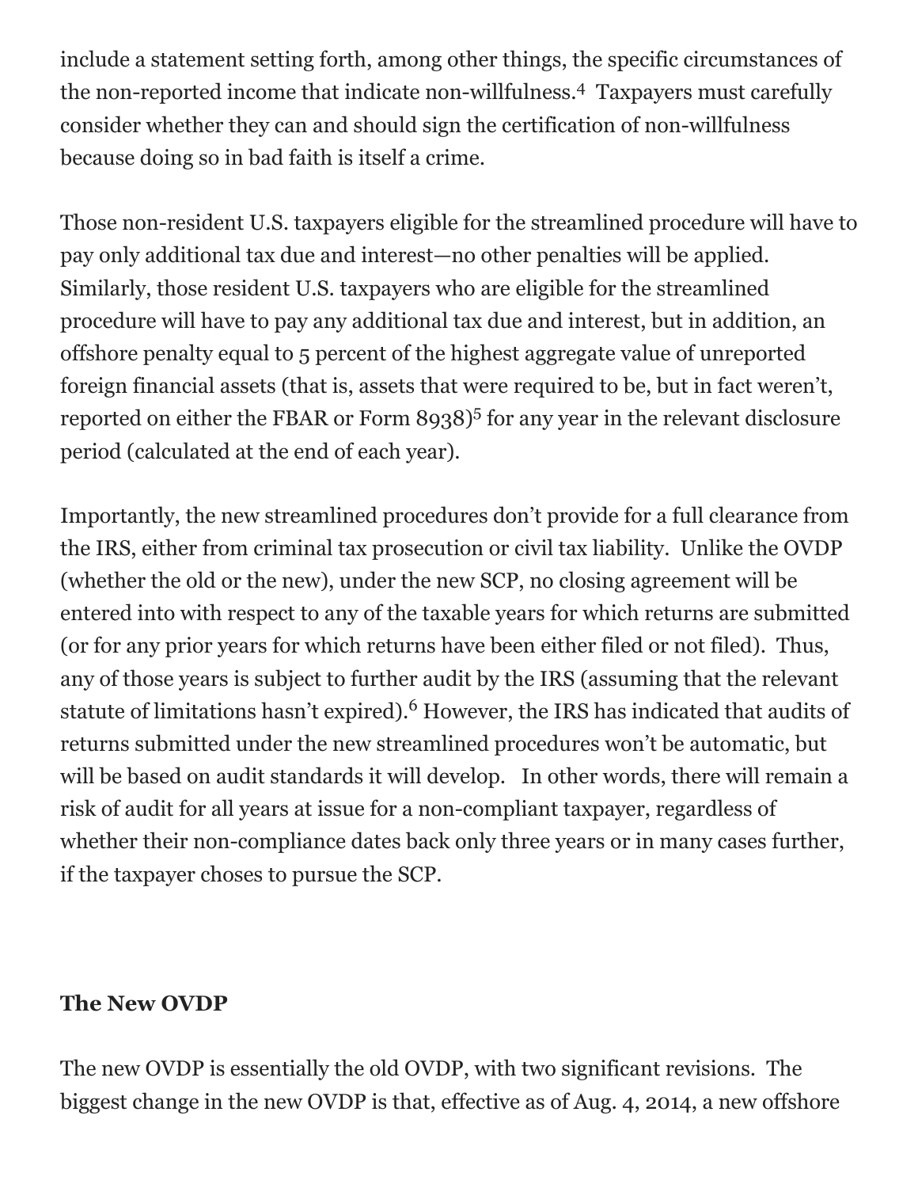include a statement setting forth, among other things, the specific circumstances of the non-reported income that indicate non-willfulness.[4] Taxpayers must carefully consider whether they can and should sign the certification of non-willfulness because doing so in bad faith is itself a crime.

Those non-resident U.S. taxpayers eligible for the streamlined procedure will have to pay only additional tax due and interest—no other penalties will be applied. Similarly, those resident U.S. taxpayers who are eligible for the streamlined procedure will have to pay any additional tax due and interest, but in addition, an offshore penalty equal to 5 percent of the highest aggregate value of unreported foreign financial assets (that is, assets that were required to be, but in fact weren't, reported on either the FBAR or Form 8938)[5] for any year in the relevant disclosure period (calculated at the end of each year).

Importantly, the new streamlined procedures don't provide for a full clearance from the IRS, either from criminal tax prosecution or civil tax liability. Unlike the OVDP (whether the old or the new), under the new SCP, no closing agreement will be entered into with respect to any of the taxable years for which returns are submitted (or for any prior years for which returns have been either filed or not filed). Thus, any of those years is subject to further audit by the IRS (assuming that the relevant statute of limitations hasn't expired).[6] However, the IRS has indicated that audits of returns submitted under the new streamlined procedures won't be automatic, but will be based on audit standards it will develop. In other words, there will remain a risk of audit for all years at issue for a non-compliant taxpayer, regardless of whether their non-compliance dates back only three years or in many cases further, if the taxpayer choses to pursue the SCP.

**The New OVDP**

The new OVDP is essentially the old OVDP, with two significant revisions. The biggest change in the new OVDP is that, effective as of Aug. 4, 2014, a new offshore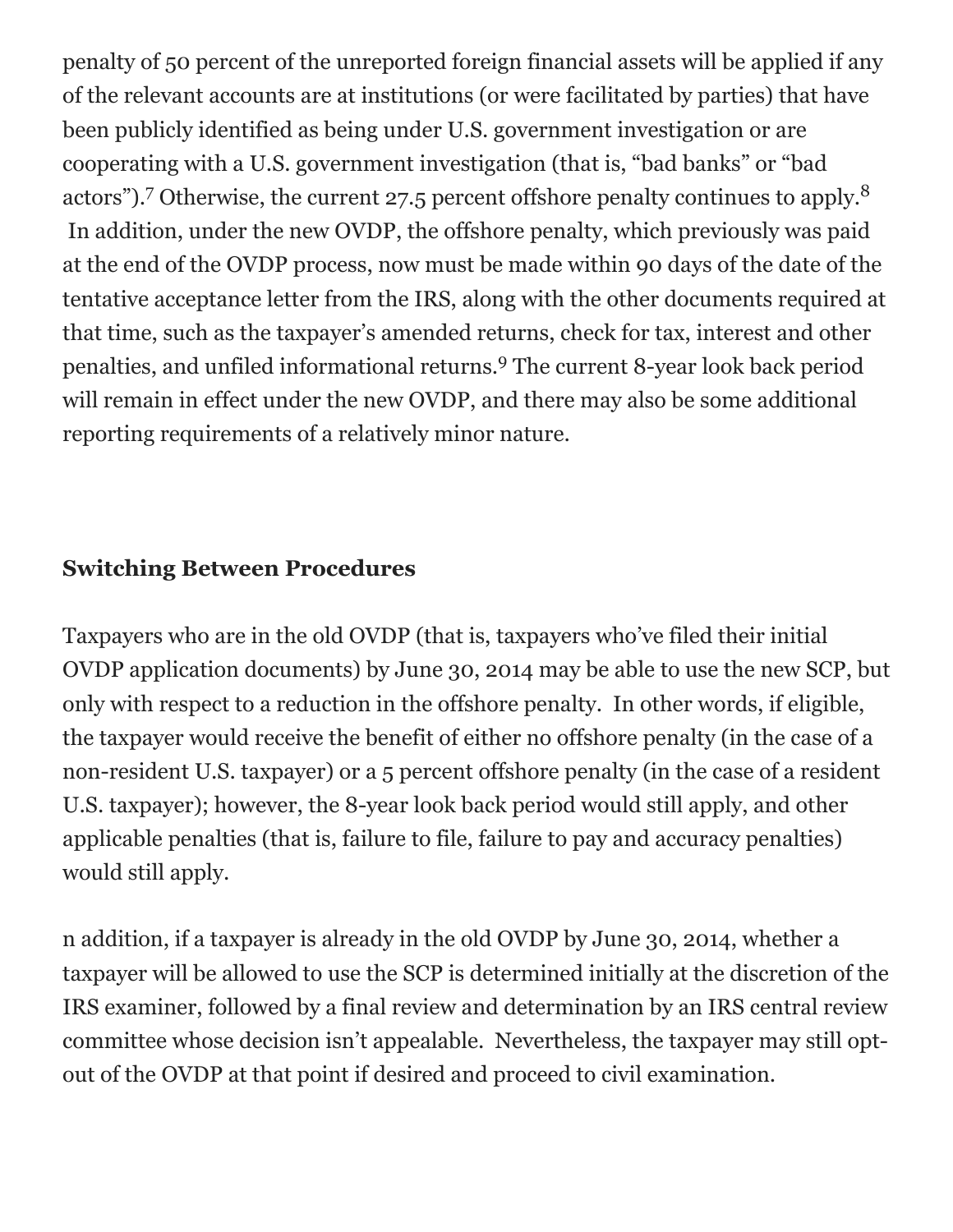penalty of 50 percent of the unreported foreign financial assets will be applied if any of the relevant accounts are at institutions (or were facilitated by parties) that have been publicly identified as being under U.S. government investigation or are cooperating with a U.S. government investigation (that is, "bad banks" or "bad actors").[7] Otherwise, the current 27.5 percent offshore penalty continues to apply.[8] In addition, under the new OVDP, the offshore penalty, which previously was paid at the end of the OVDP process, now must be made within 90 days of the date of the tentative acceptance letter from the IRS, along with the other documents required at that time, such as the taxpayer's amended returns, check for tax, interest and other penalties, and unfiled informational returns.[9] The current 8-year look back period will remain in effect under the new OVDP, and there may also be some additional reporting requirements of a relatively minor nature.

**Switching Between Procedures**

Taxpayers who are in the old OVDP (that is, taxpayers who've filed their initial OVDP application documents) by June 30, 2014 may be able to use the new SCP, but only with respect to a reduction in the offshore penalty. In other words, if eligible, the taxpayer would receive the benefit of either no offshore penalty (in the case of a non-resident U.S. taxpayer) or a 5 percent offshore penalty (in the case of a resident U.S. taxpayer); however, the 8-year look back period would still apply, and other applicable penalties (that is, failure to file, failure to pay and accuracy penalties) would still apply.

n addition, if a taxpayer is already in the old OVDP by June 30, 2014, whether a taxpayer will be allowed to use the SCP is determined initially at the discretion of the IRS examiner, followed by a final review and determination by an IRS central review committee whose decision isn't appealable. Nevertheless, the taxpayer may still opt-out of the OVDP at that point if desired and proceed to civil examination.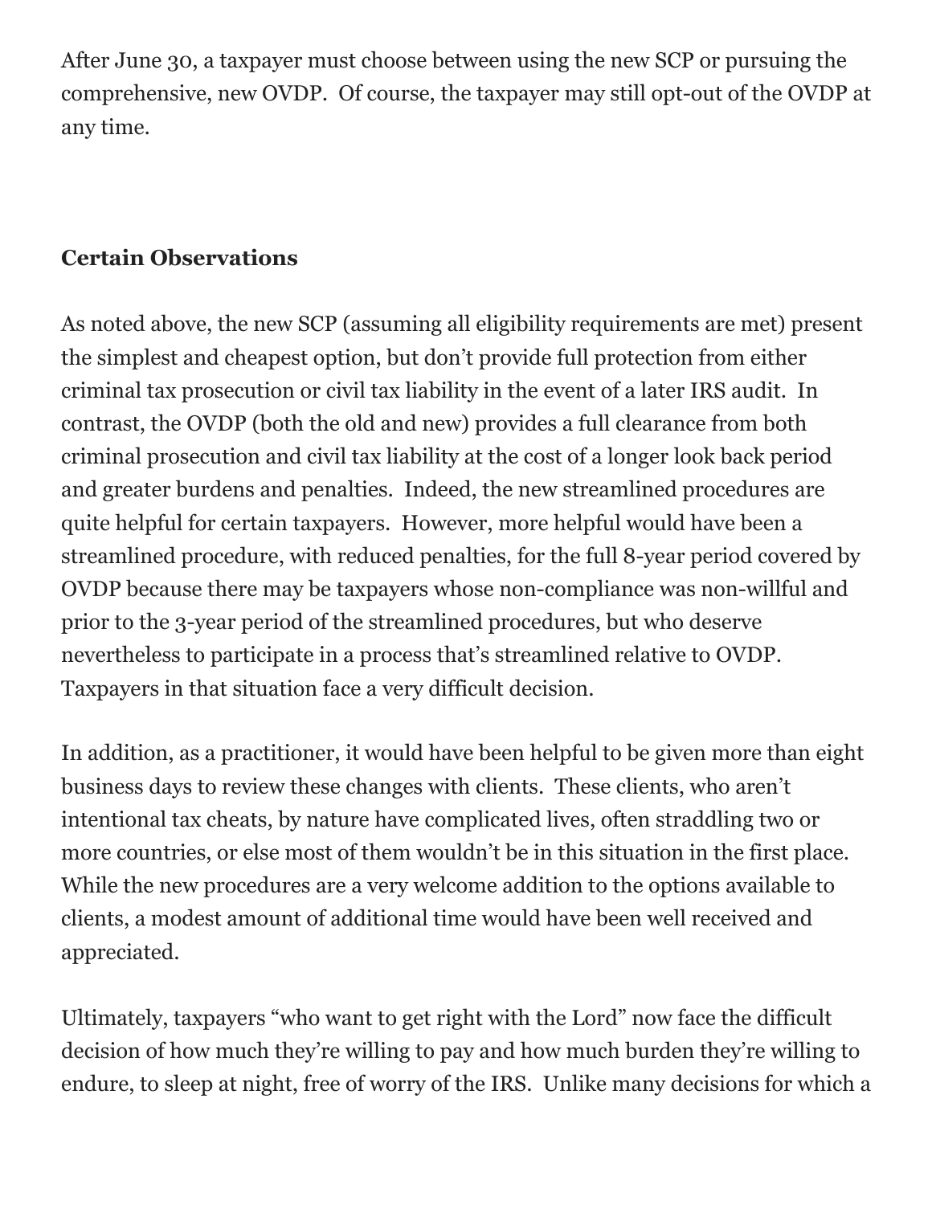After June 30, a taxpayer must choose between using the new SCP or pursuing the comprehensive, new OVDP. Of course, the taxpayer may still opt-out of the OVDP at any time.

**Certain Observations**

As noted above, the new SCP (assuming all eligibility requirements are met) present the simplest and cheapest option, but don't provide full protection from either criminal tax prosecution or civil tax liability in the event of a later IRS audit. In contrast, the OVDP (both the old and new) provides a full clearance from both criminal prosecution and civil tax liability at the cost of a longer look back period and greater burdens and penalties. Indeed, the new streamlined procedures are quite helpful for certain taxpayers. However, more helpful would have been a streamlined procedure, with reduced penalties, for the full 8-year period covered by OVDP because there may be taxpayers whose non-compliance was non-willful and prior to the 3-year period of the streamlined procedures, but who deserve nevertheless to participate in a process that's streamlined relative to OVDP. Taxpayers in that situation face a very difficult decision.

In addition, as a practitioner, it would have been helpful to be given more than eight business days to review these changes with clients. These clients, who aren't intentional tax cheats, by nature have complicated lives, often straddling two or more countries, or else most of them wouldn't be in this situation in the first place. While the new procedures are a very welcome addition to the options available to clients, a modest amount of additional time would have been well received and appreciated.

Ultimately, taxpayers "who want to get right with the Lord" now face the difficult decision of how much they're willing to pay and how much burden they're willing to endure, to sleep at night, free of worry of the IRS. Unlike many decisions for which a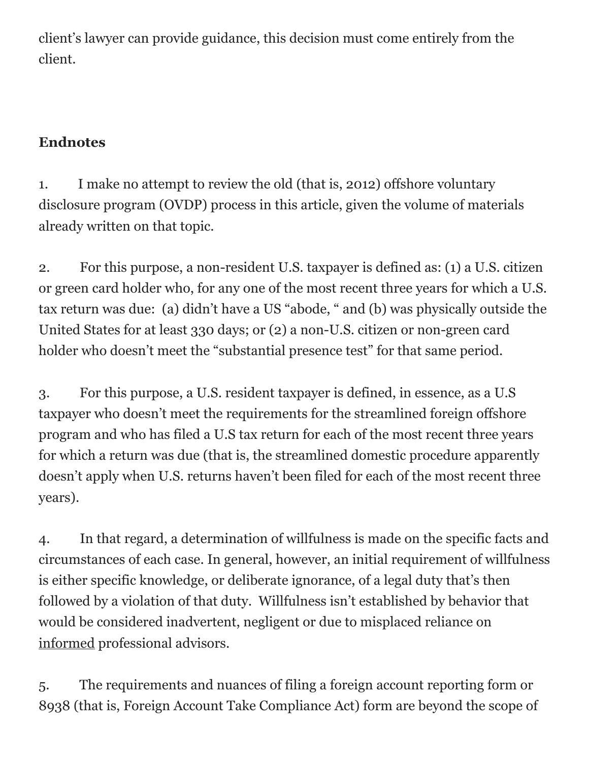client's lawyer can provide guidance, this decision must come entirely from the client.

**Endnotes**

1. I make no attempt to review the old (that is, 2012) offshore voluntary disclosure program (OVDP) process in this article, given the volume of materials already written on that topic.

2. For this purpose, a non-resident U.S. taxpayer is defined as: (1) a U.S. citizen or green card holder who, for any one of the most recent three years for which a U.S. tax return was due: (a) didn't have a US "abode, " and (b) was physically outside the United States for at least 330 days; or (2) a non-U.S. citizen or non-green card holder who doesn't meet the "substantial presence test" for that same period.

3. For this purpose, a U.S. resident taxpayer is defined, in essence, as a U.S taxpayer who doesn't meet the requirements for the streamlined foreign offshore program and who has filed a U.S tax return for each of the most recent three years for which a return was due (that is, the streamlined domestic procedure apparently doesn't apply when U.S. returns haven't been filed for each of the most recent three years).

4. In that regard, a determination of willfulness is made on the specific facts and circumstances of each case. In general, however, an initial requirement of willfulness is either specific knowledge, or deliberate ignorance, of a legal duty that's then followed by a violation of that duty. Willfulness isn't established by behavior that would be considered inadvertent, negligent or due to misplaced reliance on <u>informed</u> professional advisors.

5. The requirements and nuances of filing a foreign account reporting form or 8938 (that is, Foreign Account Take Compliance Act) form are beyond the scope of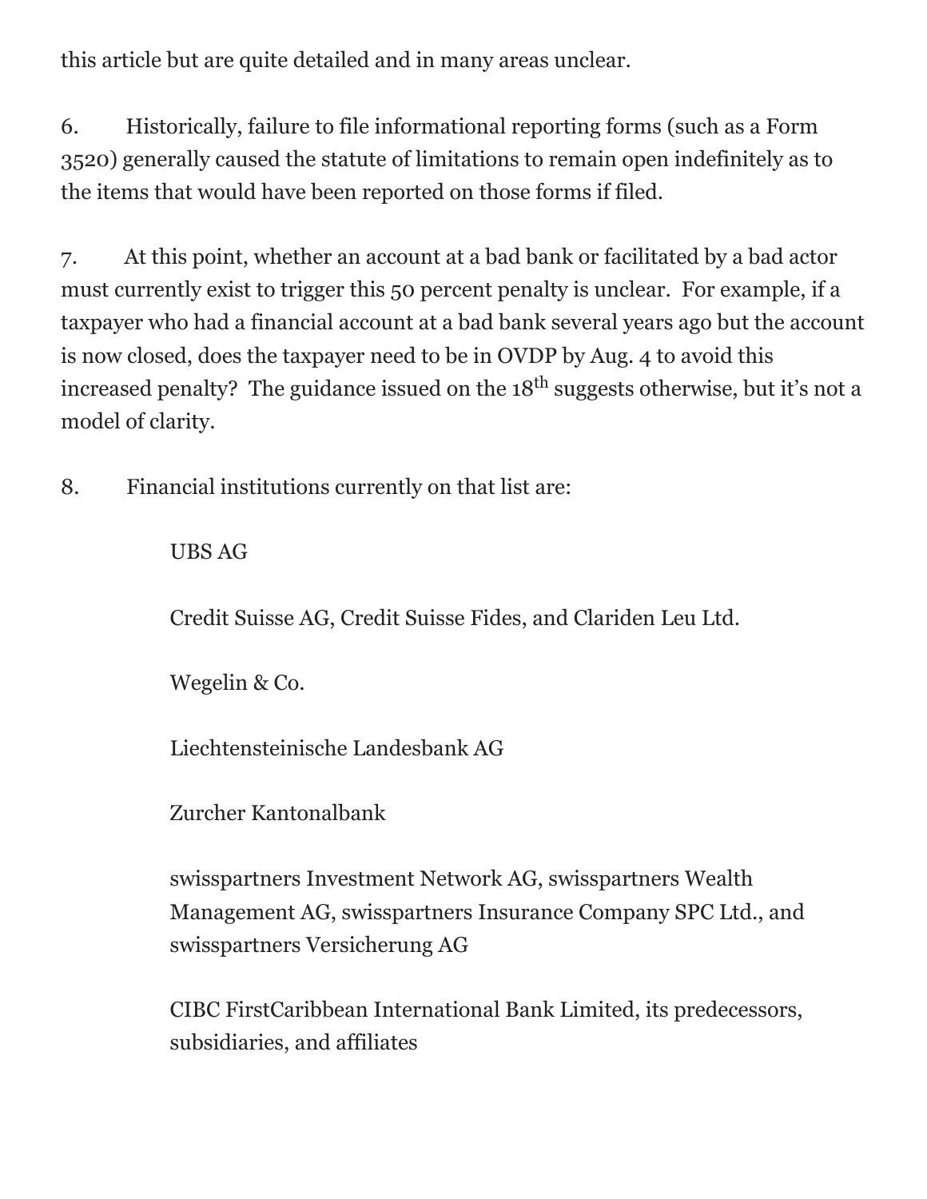this article but are quite detailed and in many areas unclear.

6. Historically, failure to file informational reporting forms (such as a Form 3520) generally caused the statute of limitations to remain open indefinitely as to the items that would have been reported on those forms if filed.

7. At this point, whether an account at a bad bank or facilitated by a bad actor must currently exist to trigger this 50 percent penalty is unclear. For example, if a taxpayer who had a financial account at a bad bank several years ago but the account is now closed, does the taxpayer need to be in OVDP by Aug. 4 to avoid this increased penalty? The guidance issued on the 18th suggests otherwise, but it's not a model of clarity.

8. Financial institutions currently on that list are:

   UBS AG

   Credit Suisse AG, Credit Suisse Fides, and Clariden Leu Ltd.

   Wegelin & Co.

   Liechtensteinische Landesbank AG

   Zurcher Kantonalbank

   swisspartners Investment Network AG, swisspartners Wealth Management AG, swisspartners Insurance Company SPC Ltd., and swisspartners Versicherung AG

   CIBC FirstCaribbean International Bank Limited, its predecessors, subsidiaries, and affiliates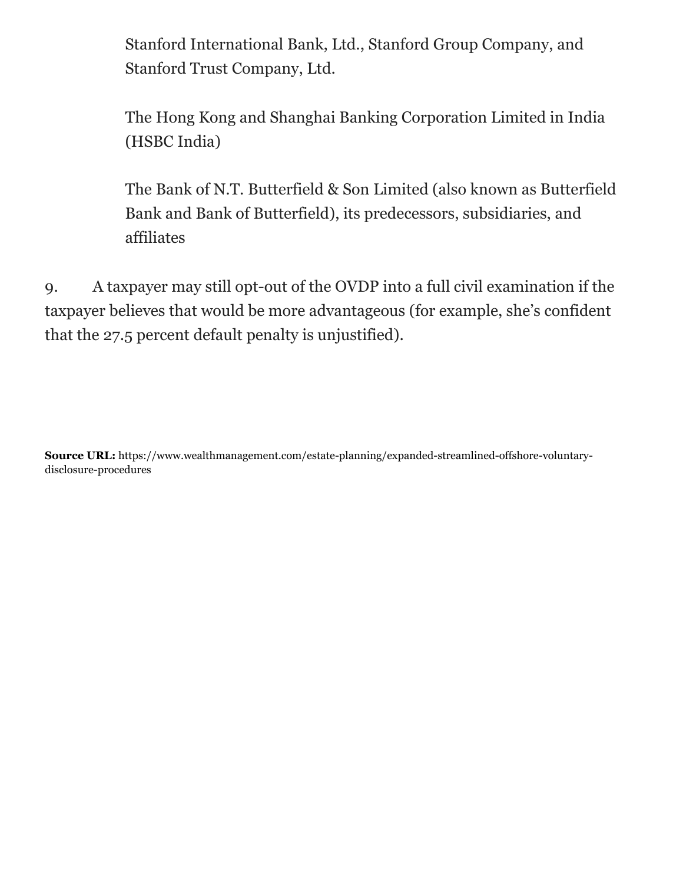Stanford International Bank, Ltd., Stanford Group Company, and Stanford Trust Company, Ltd.

The Hong Kong and Shanghai Banking Corporation Limited in India (HSBC India)

The Bank of N.T. Butterfield & Son Limited (also known as Butterfield Bank and Bank of Butterfield), its predecessors, subsidiaries, and affiliates

9. A taxpayer may still opt-out of the OVDP into a full civil examination if the taxpayer believes that would be more advantageous (for example, she's confident that the 27.5 percent default penalty is unjustified).

**Source URL:** https://www.wealthmanagement.com/estate-planning/expanded-streamlined-offshore-voluntary-disclosure-procedures